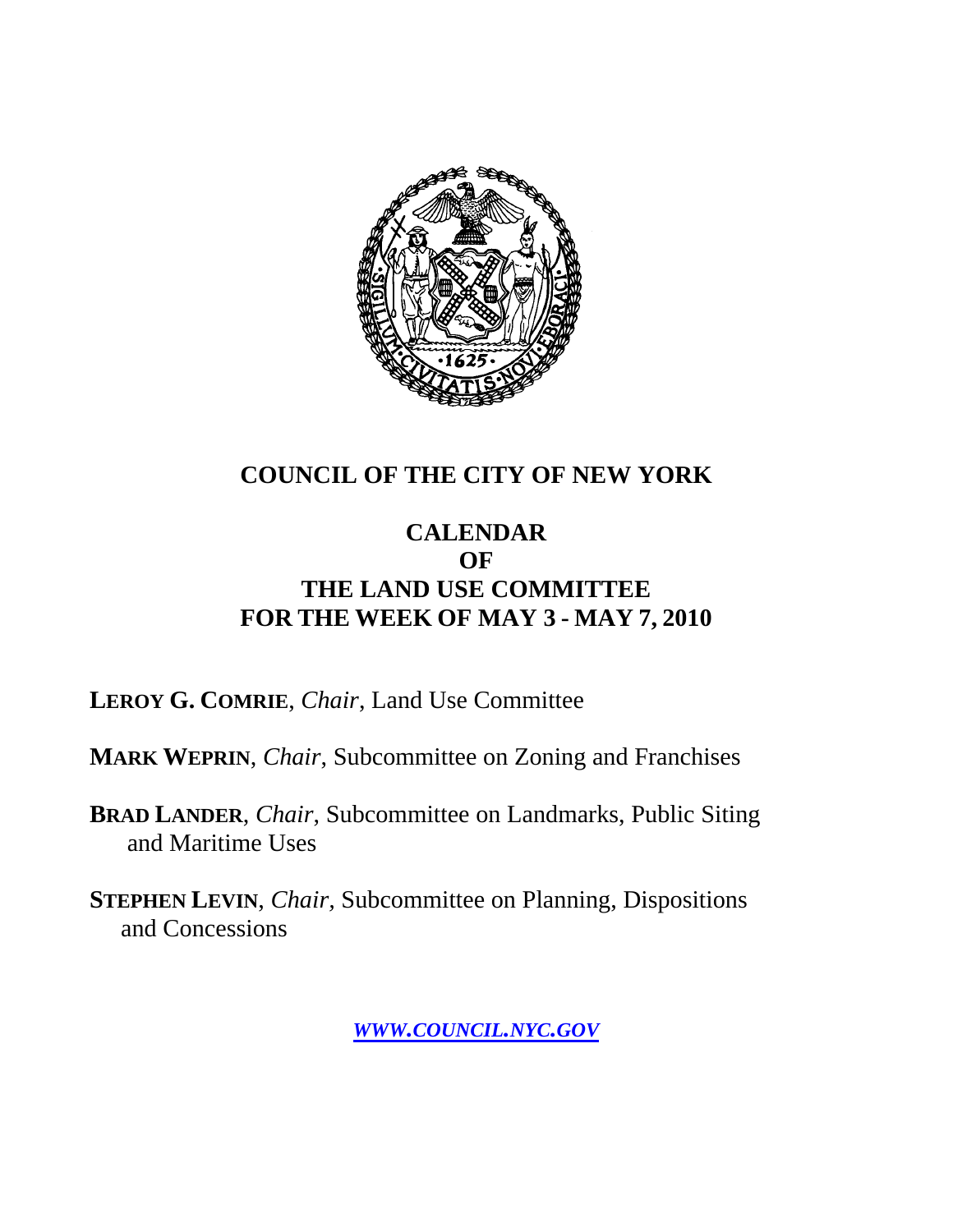# COUNCIL OF THE CITY OF NEW YORK

## CALENDAR
## OF
## THE LAND USE COMMITTEE
## FOR THE WEEK OF MAY 3 - MAY 7, 2010

**LEROY G. COMRIE**, *Chair*, Land Use Committee

**MARK WEPRIN**, *Chair*, Subcommittee on Zoning and Franchises

**BRAD LANDER**, *Chair*, Subcommittee on Landmarks, Public Siting and Maritime Uses

**STEPHEN LEVIN**, *Chair*, Subcommittee on Planning, Dispositions and Concessions

***WWW.COUNCIL.NYC.GOV***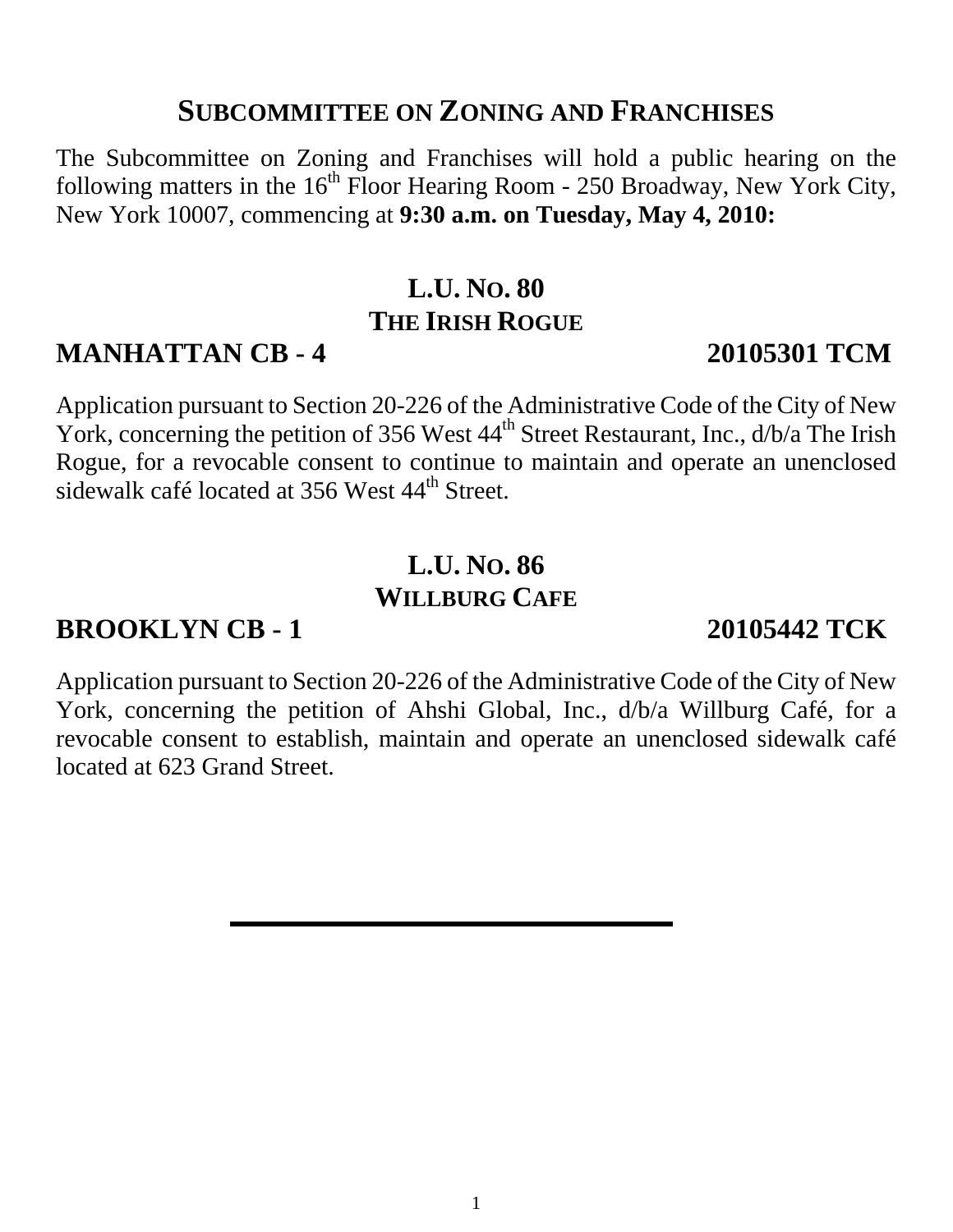## SUBCOMMITTEE ON ZONING AND FRANCHISES

The Subcommittee on Zoning and Franchises will hold a public hearing on the following matters in the 16th Floor Hearing Room - 250 Broadway, New York City, New York 10007, commencing at **9:30 a.m. on Tuesday, May 4, 2010:**

### L.U. NO. 80
### THE IRISH ROGUE

**MANHATTAN CB - 4 — 20105301 TCM**

Application pursuant to Section 20-226 of the Administrative Code of the City of New York, concerning the petition of 356 West 44th Street Restaurant, Inc., d/b/a The Irish Rogue, for a revocable consent to continue to maintain and operate an unenclosed sidewalk café located at 356 West 44th Street.

### L.U. NO. 86
### WILLBURG CAFE

**BROOKLYN CB - 1 — 20105442 TCK**

Application pursuant to Section 20-226 of the Administrative Code of the City of New York, concerning the petition of Ahshi Global, Inc., d/b/a Willburg Café, for a revocable consent to establish, maintain and operate an unenclosed sidewalk café located at 623 Grand Street.

---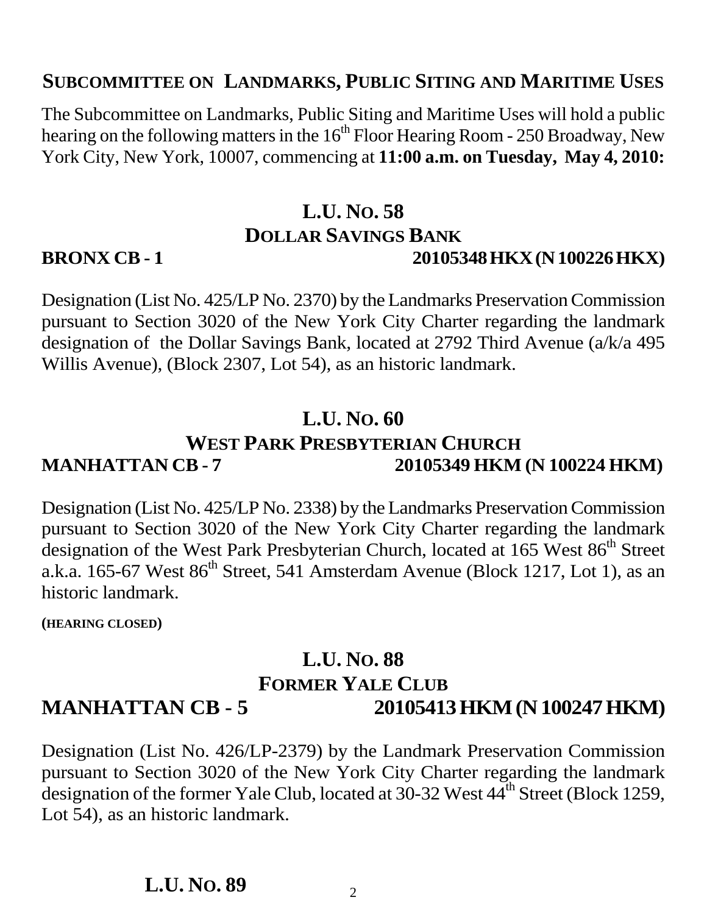## SUBCOMMITTEE ON LANDMARKS, PUBLIC SITING AND MARITIME USES

The Subcommittee on Landmarks, Public Siting and Maritime Uses will hold a public hearing on the following matters in the 16th Floor Hearing Room - 250 Broadway, New York City, New York, 10007, commencing at **11:00 a.m. on Tuesday, May 4, 2010:**

### L.U. NO. 58
### DOLLAR SAVINGS BANK
**BRONX CB - 1** **20105348 HKX (N 100226 HKX)**

Designation (List No. 425/LP No. 2370) by the Landmarks Preservation Commission pursuant to Section 3020 of the New York City Charter regarding the landmark designation of the Dollar Savings Bank, located at 2792 Third Avenue (a/k/a 495 Willis Avenue), (Block 2307, Lot 54), as an historic landmark.

### L.U. NO. 60
### WEST PARK PRESBYTERIAN CHURCH
**MANHATTAN CB - 7** **20105349 HKM (N 100224 HKM)**

Designation (List No. 425/LP No. 2338) by the Landmarks Preservation Commission pursuant to Section 3020 of the New York City Charter regarding the landmark designation of the West Park Presbyterian Church, located at 165 West 86th Street a.k.a. 165-67 West 86th Street, 541 Amsterdam Avenue (Block 1217, Lot 1), as an historic landmark.

**(HEARING CLOSED)**

### L.U. NO. 88
### FORMER YALE CLUB
**MANHATTAN CB - 5** **20105413 HKM (N 100247 HKM)**

Designation (List No. 426/LP-2379) by the Landmark Preservation Commission pursuant to Section 3020 of the New York City Charter regarding the landmark designation of the former Yale Club, located at 30-32 West 44th Street (Block 1259, Lot 54), as an historic landmark.

### L.U. NO. 89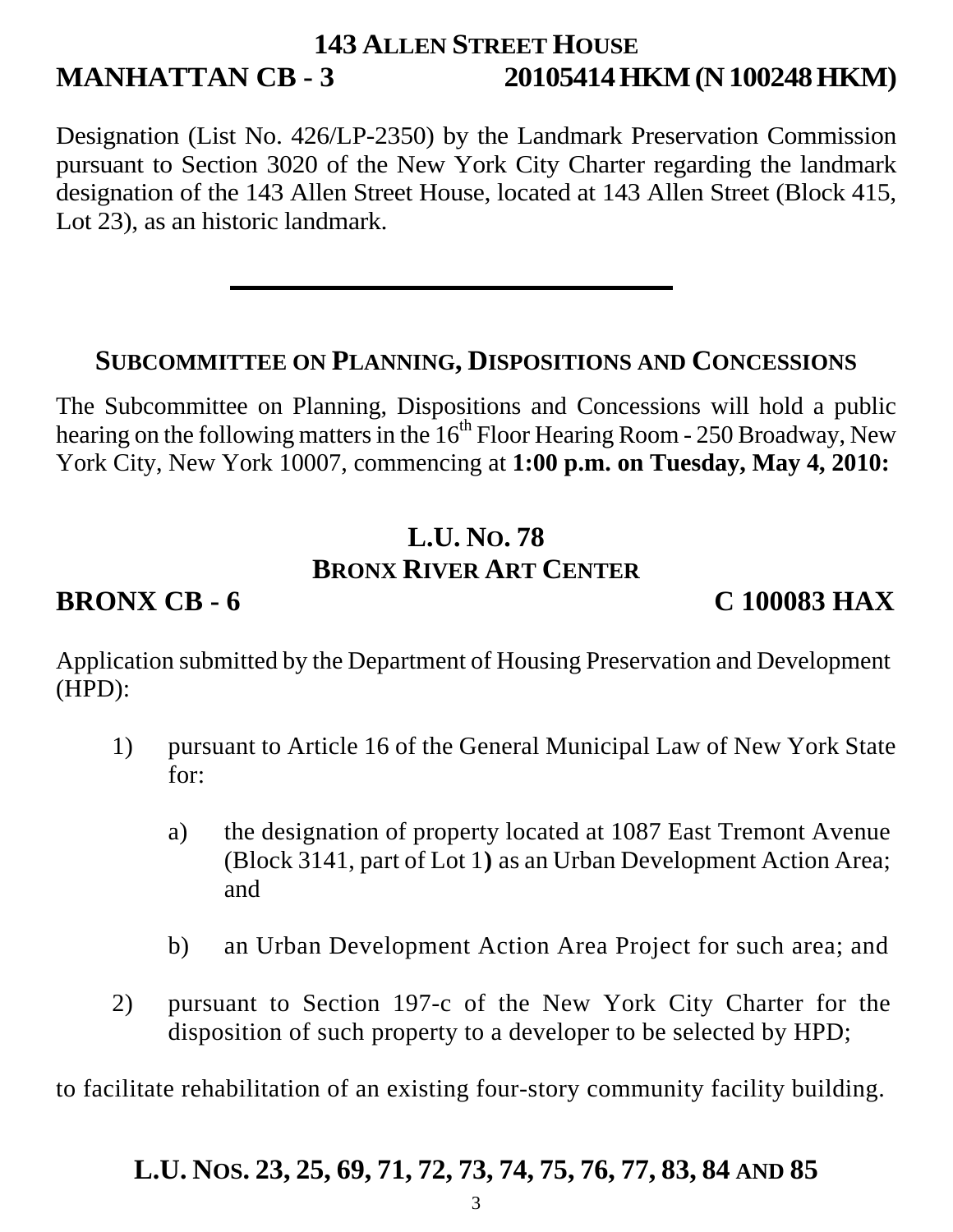## 143 ALLEN STREET HOUSE

**MANHATTAN CB - 3** **20105414 HKM (N 100248 HKM)**

Designation (List No. 426/LP-2350) by the Landmark Preservation Commission pursuant to Section 3020 of the New York City Charter regarding the landmark designation of the 143 Allen Street House, located at 143 Allen Street (Block 415, Lot 23), as an historic landmark.

---

## SUBCOMMITTEE ON PLANNING, DISPOSITIONS AND CONCESSIONS

The Subcommittee on Planning, Dispositions and Concessions will hold a public hearing on the following matters in the 16th Floor Hearing Room - 250 Broadway, New York City, New York 10007, commencing at **1:00 p.m. on Tuesday, May 4, 2010:**

## L.U. NO. 78
## BRONX RIVER ART CENTER

**BRONX CB - 6** **C 100083 HAX**

Application submitted by the Department of Housing Preservation and Development (HPD):

1) pursuant to Article 16 of the General Municipal Law of New York State for:

   a) the designation of property located at 1087 East Tremont Avenue (Block 3141, part of Lot 1**)** as an Urban Development Action Area; and

   b) an Urban Development Action Area Project for such area; and

2) pursuant to Section 197-c of the New York City Charter for the disposition of such property to a developer to be selected by HPD;

to facilitate rehabilitation of an existing four-story community facility building.

## L.U. NOS. 23, 25, 69, 71, 72, 73, 74, 75, 76, 77, 83, 84 AND 85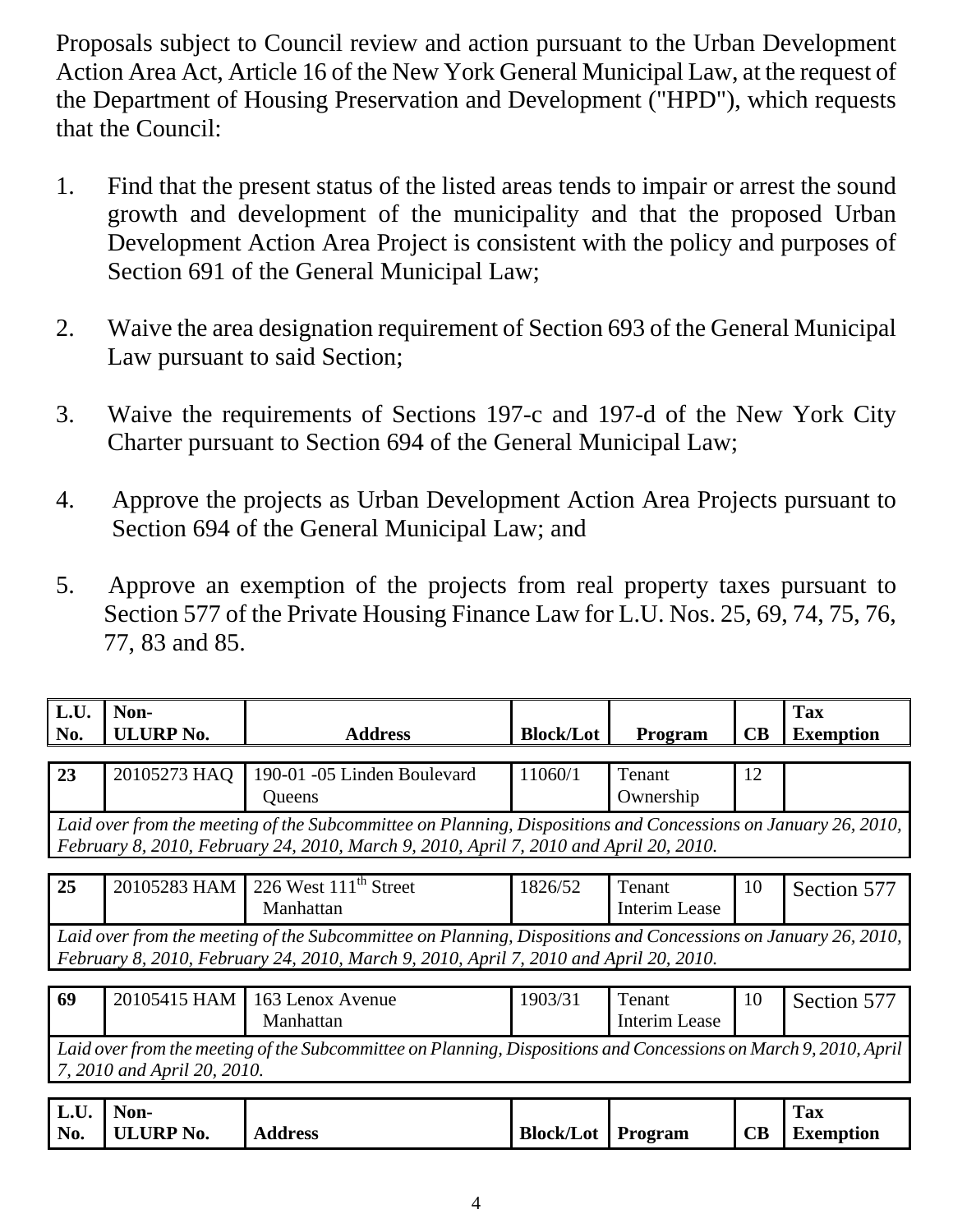Proposals subject to Council review and action pursuant to the Urban Development Action Area Act, Article 16 of the New York General Municipal Law, at the request of the Department of Housing Preservation and Development ("HPD"), which requests that the Council:

1. Find that the present status of the listed areas tends to impair or arrest the sound growth and development of the municipality and that the proposed Urban Development Action Area Project is consistent with the policy and purposes of Section 691 of the General Municipal Law;

2. Waive the area designation requirement of Section 693 of the General Municipal Law pursuant to said Section;

3. Waive the requirements of Sections 197-c and 197-d of the New York City Charter pursuant to Section 694 of the General Municipal Law;

4. Approve the projects as Urban Development Action Area Projects pursuant to Section 694 of the General Municipal Law; and

5. Approve an exemption of the projects from real property taxes pursuant to Section 577 of the Private Housing Finance Law for L.U. Nos. 25, 69, 74, 75, 76, 77, 83 and 85.

| L.U. No. | Non-ULURP No. | Address | Block/Lot | Program | CB | Tax Exemption |
|---|---|---|---|---|---|---|
| **23** | 20105273 HAQ | 190-01 -05 Linden Boulevard Queens | 11060/1 | Tenant Ownership | 12 | |
| *Laid over from the meeting of the Subcommittee on Planning, Dispositions and Concessions on January 26, 2010, February 8, 2010, February 24, 2010, March 9, 2010, April 7, 2010 and April 20, 2010.* | | | | | | |
| **25** | 20105283 HAM | 226 West 111th Street Manhattan | 1826/52 | Tenant Interim Lease | 10 | Section 577 |
| *Laid over from the meeting of the Subcommittee on Planning, Dispositions and Concessions on January 26, 2010, February 8, 2010, February 24, 2010, March 9, 2010, April 7, 2010 and April 20, 2010.* | | | | | | |
| **69** | 20105415 HAM | 163 Lenox Avenue Manhattan | 1903/31 | Tenant Interim Lease | 10 | Section 577 |
| *Laid over from the meeting of the Subcommittee on Planning, Dispositions and Concessions on March 9, 2010, April 7, 2010 and April 20, 2010.* | | | | | | |

| L.U. No. | Non-ULURP No. | Address | Block/Lot | Program | CB | Tax Exemption |
|---|---|---|---|---|---|---|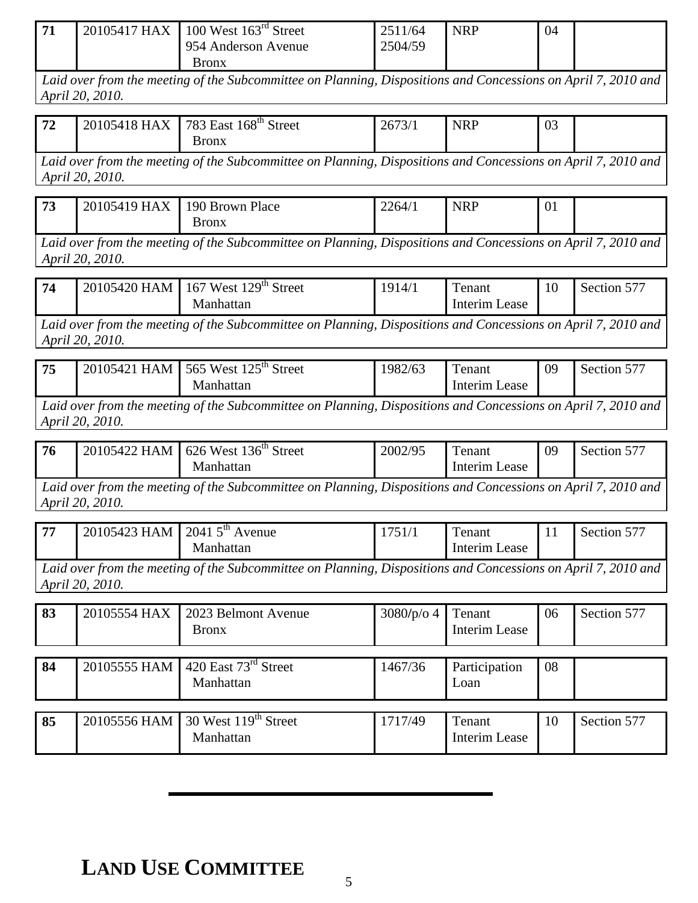| 71 | 20105417 HAX | 100 West 163rd Street<br>954 Anderson Avenue<br>Bronx | 2511/64<br>2504/59 | NRP | 04 | |
|---|---|---|---|---|---|---|

*Laid over from the meeting of the Subcommittee on Planning, Dispositions and Concessions on April 7, 2010 and April 20, 2010.*

| 72 | 20105418 HAX | 783 East 168th Street<br>Bronx | 2673/1 | NRP | 03 | |
|---|---|---|---|---|---|---|

*Laid over from the meeting of the Subcommittee on Planning, Dispositions and Concessions on April 7, 2010 and April 20, 2010.*

| 73 | 20105419 HAX | 190 Brown Place<br>Bronx | 2264/1 | NRP | 01 | |
|---|---|---|---|---|---|---|

*Laid over from the meeting of the Subcommittee on Planning, Dispositions and Concessions on April 7, 2010 and April 20, 2010.*

| 74 | 20105420 HAM | 167 West 129th Street<br>Manhattan | 1914/1 | Tenant Interim Lease | 10 | Section 577 |
|---|---|---|---|---|---|---|

*Laid over from the meeting of the Subcommittee on Planning, Dispositions and Concessions on April 7, 2010 and April 20, 2010.*

| 75 | 20105421 HAM | 565 West 125th Street<br>Manhattan | 1982/63 | Tenant Interim Lease | 09 | Section 577 |
|---|---|---|---|---|---|---|

*Laid over from the meeting of the Subcommittee on Planning, Dispositions and Concessions on April 7, 2010 and April 20, 2010.*

| 76 | 20105422 HAM | 626 West 136th Street<br>Manhattan | 2002/95 | Tenant Interim Lease | 09 | Section 577 |
|---|---|---|---|---|---|---|

*Laid over from the meeting of the Subcommittee on Planning, Dispositions and Concessions on April 7, 2010 and April 20, 2010.*

| 77 | 20105423 HAM | 2041 5th Avenue<br>Manhattan | 1751/1 | Tenant Interim Lease | 11 | Section 577 |
|---|---|---|---|---|---|---|

*Laid over from the meeting of the Subcommittee on Planning, Dispositions and Concessions on April 7, 2010 and April 20, 2010.*

| 83 | 20105554 HAX | 2023 Belmont Avenue<br>Bronx | 3080/p/o 4 | Tenant Interim Lease | 06 | Section 577 |
|---|---|---|---|---|---|---|

| 84 | 20105555 HAM | 420 East 73rd Street<br>Manhattan | 1467/36 | Participation Loan | 08 | |
|---|---|---|---|---|---|---|

| 85 | 20105556 HAM | 30 West 119th Street<br>Manhattan | 1717/49 | Tenant Interim Lease | 10 | Section 577 |
|---|---|---|---|---|---|---|

# LAND USE COMMITTEE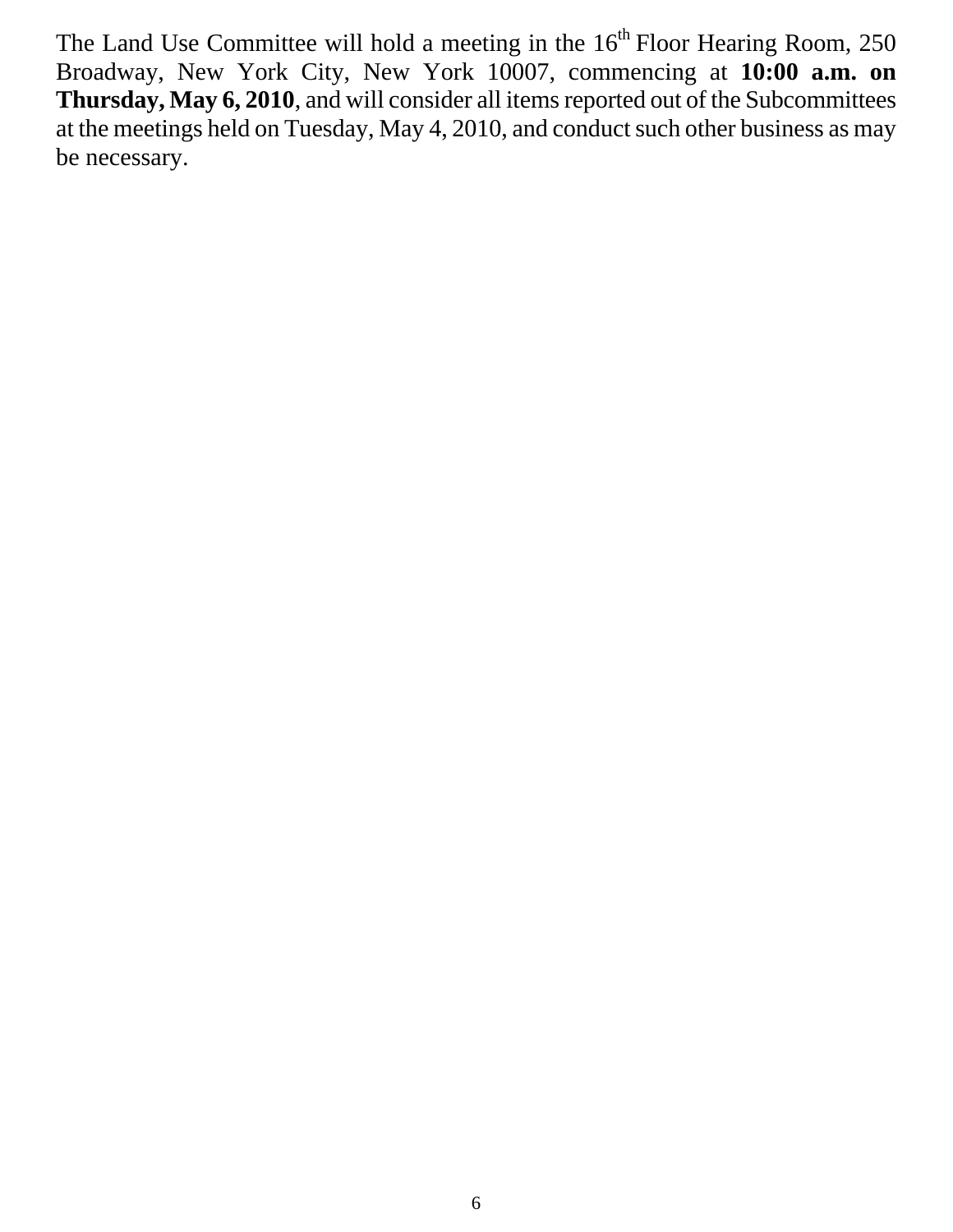The Land Use Committee will hold a meeting in the 16th Floor Hearing Room, 250 Broadway, New York City, New York 10007, commencing at **10:00 a.m. on Thursday, May 6, 2010**, and will consider all items reported out of the Subcommittees at the meetings held on Tuesday, May 4, 2010, and conduct such other business as may be necessary.